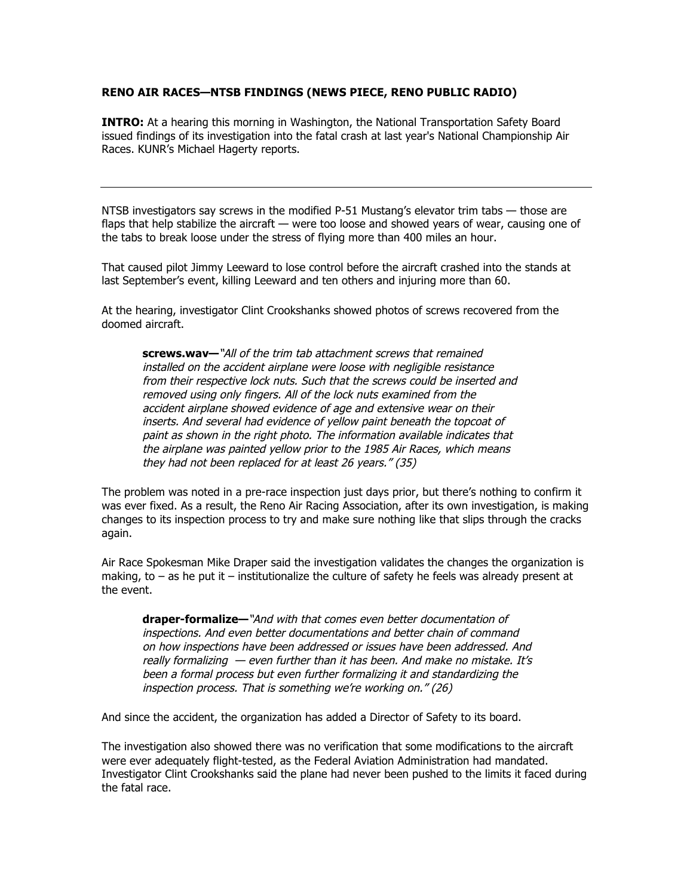**RENO AIR RACES—NTSB FINDINGS (NEWS PIECE, RENO PUBLIC RADIO)**

**INTRO:** At a hearing this morning in Washington, the National Transportation Safety Board issued findings of its investigation into the fatal crash at last year's National Championship Air Races. KUNR's Michael Hagerty reports.

---

NTSB investigators say screws in the modified P-51 Mustang's elevator trim tabs — those are flaps that help stabilize the aircraft — were too loose and showed years of wear, causing one of the tabs to break loose under the stress of flying more than 400 miles an hour.

That caused pilot Jimmy Leeward to lose control before the aircraft crashed into the stands at last September's event, killing Leeward and ten others and injuring more than 60.

At the hearing, investigator Clint Crookshanks showed photos of screws recovered from the doomed aircraft.

> **screws.wav—** *"All of the trim tab attachment screws that remained installed on the accident airplane were loose with negligible resistance from their respective lock nuts. Such that the screws could be inserted and removed using only fingers. All of the lock nuts examined from the accident airplane showed evidence of age and extensive wear on their inserts. And several had evidence of yellow paint beneath the topcoat of paint as shown in the right photo. The information available indicates that the airplane was painted yellow prior to the 1985 Air Races, which means they had not been replaced for at least 26 years." (35)*

The problem was noted in a pre-race inspection just days prior, but there's nothing to confirm it was ever fixed. As a result, the Reno Air Racing Association, after its own investigation, is making changes to its inspection process to try and make sure nothing like that slips through the cracks again.

Air Race Spokesman Mike Draper said the investigation validates the changes the organization is making, to – as he put it – institutionalize the culture of safety he feels was already present at the event.

> **draper-formalize—** *"And with that comes even better documentation of inspections. And even better documentations and better chain of command on how inspections have been addressed or issues have been addressed. And really formalizing — even further than it has been. And make no mistake. It's been a formal process but even further formalizing it and standardizing the inspection process. That is something we're working on." (26)*

And since the accident, the organization has added a Director of Safety to its board.

The investigation also showed there was no verification that some modifications to the aircraft were ever adequately flight-tested, as the Federal Aviation Administration had mandated. Investigator Clint Crookshanks said the plane had never been pushed to the limits it faced during the fatal race.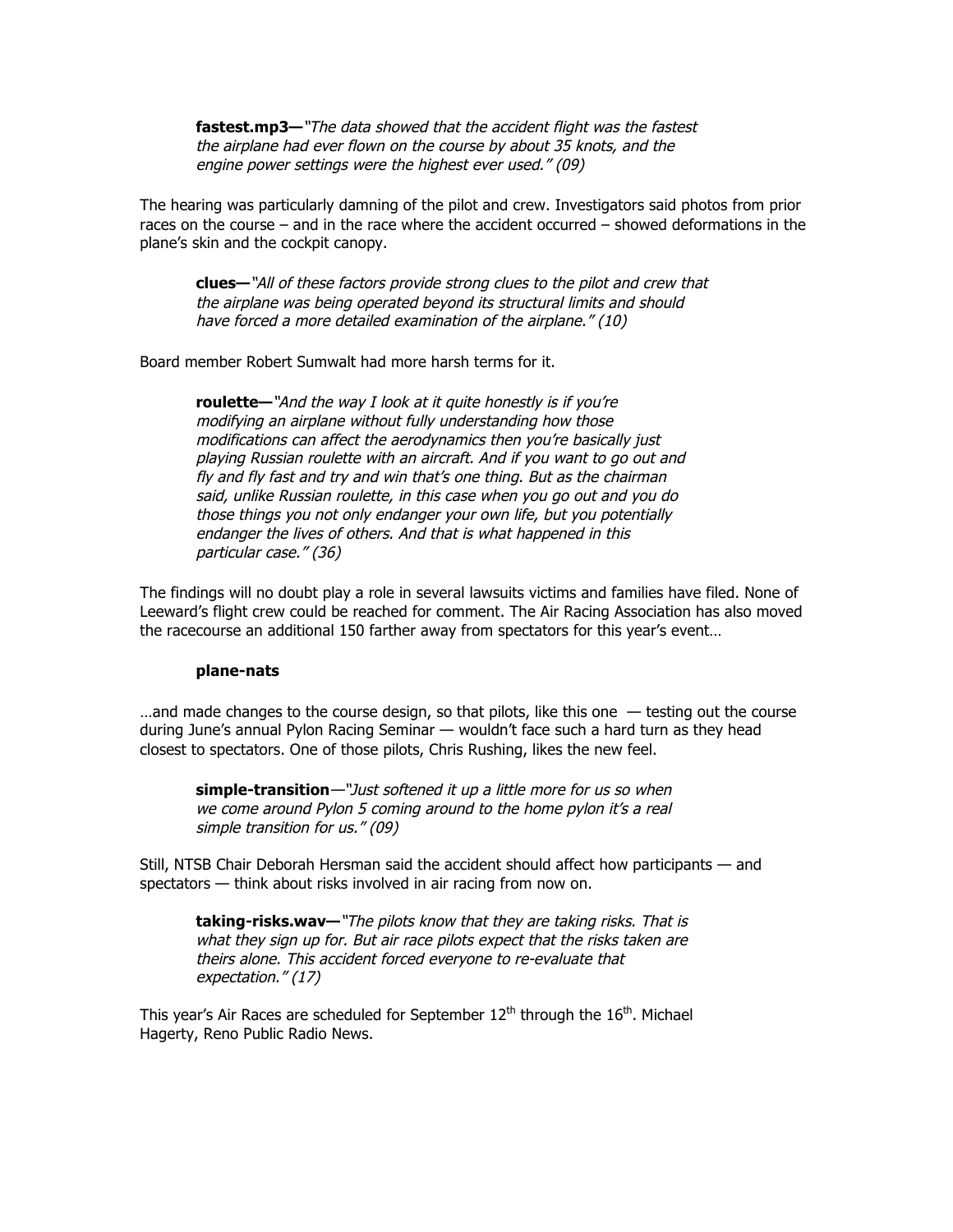**fastest.mp3—** *"The data showed that the accident flight was the fastest the airplane had ever flown on the course by about 35 knots, and the engine power settings were the highest ever used." (09)*

The hearing was particularly damning of the pilot and crew. Investigators said photos from prior races on the course – and in the race where the accident occurred – showed deformations in the plane's skin and the cockpit canopy.

**clues—** *"All of these factors provide strong clues to the pilot and crew that the airplane was being operated beyond its structural limits and should have forced a more detailed examination of the airplane." (10)*

Board member Robert Sumwalt had more harsh terms for it.

**roulette—** *"And the way I look at it quite honestly is if you're modifying an airplane without fully understanding how those modifications can affect the aerodynamics then you're basically just playing Russian roulette with an aircraft. And if you want to go out and fly and fly fast and try and win that's one thing. But as the chairman said, unlike Russian roulette, in this case when you go out and you do those things you not only endanger your own life, but you potentially endanger the lives of others. And that is what happened in this particular case." (36)*

The findings will no doubt play a role in several lawsuits victims and families have filed. None of Leeward's flight crew could be reached for comment. The Air Racing Association has also moved the racecourse an additional 150 farther away from spectators for this year's event…

**plane-nats**

…and made changes to the course design, so that pilots, like this one — testing out the course during June's annual Pylon Racing Seminar — wouldn't face such a hard turn as they head closest to spectators. One of those pilots, Chris Rushing, likes the new feel.

**simple-transition**—*"Just softened it up a little more for us so when we come around Pylon 5 coming around to the home pylon it's a real simple transition for us." (09)*

Still, NTSB Chair Deborah Hersman said the accident should affect how participants — and spectators — think about risks involved in air racing from now on.

**taking-risks.wav—** *"The pilots know that they are taking risks. That is what they sign up for. But air race pilots expect that the risks taken are theirs alone. This accident forced everyone to re-evaluate that expectation." (17)*

This year's Air Races are scheduled for September 12th through the 16th. Michael Hagerty, Reno Public Radio News.